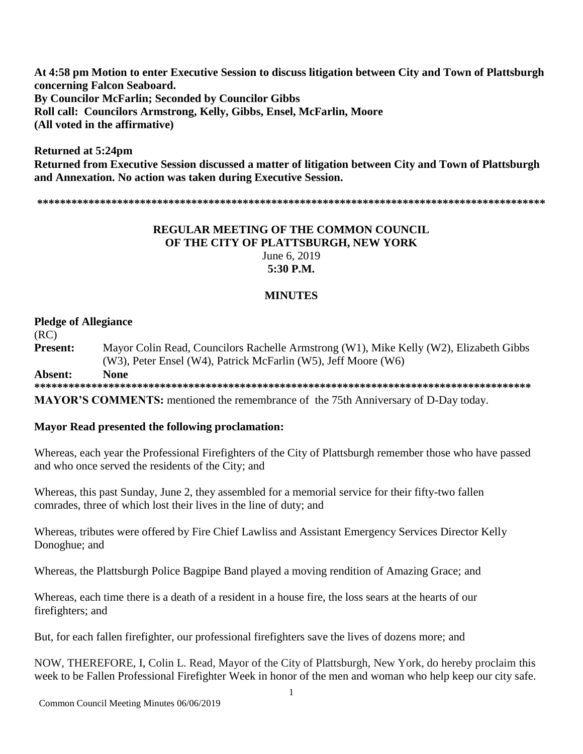**At 4:58 pm Motion to enter Executive Session to discuss litigation between City and Town of Plattsburgh concerning Falcon Seaboard.**
**By Councilor McFarlin; Seconded by Councilor Gibbs**
**Roll call: Councilors Armstrong, Kelly, Gibbs, Ensel, McFarlin, Moore**
**(All voted in the affirmative)**

**Returned at 5:24pm**
**Returned from Executive Session discussed a matter of litigation between City and Town of Plattsburgh and Annexation. No action was taken during Executive Session.**

**\*\*\*\*\*\*\*\*\*\*\*\*\*\*\*\*\*\*\*\*\*\*\*\*\*\*\*\*\*\*\*\*\*\*\*\*\*\*\*\*\*\*\*\*\*\*\*\*\*\*\*\*\*\*\*\*\*\*\*\*\*\*\*\*\*\*\*\*\*\*\*\*\*\*\*\*\*\*\*\*\*\*\*\*\*\*\*\*\*\***

**REGULAR MEETING OF THE COMMON COUNCIL**
**OF THE CITY OF PLATTSBURGH, NEW YORK**
June 6, 2019
**5:30 P.M.**

**MINUTES**

**Pledge of Allegiance**
(RC)
**Present:** Mayor Colin Read, Councilors Rachelle Armstrong (W1), Mike Kelly (W2), Elizabeth Gibbs (W3), Peter Ensel (W4), Patrick McFarlin (W5), Jeff Moore (W6)
**Absent:** **None**
**\*\*\*\*\*\*\*\*\*\*\*\*\*\*\*\*\*\*\*\*\*\*\*\*\*\*\*\*\*\*\*\*\*\*\*\*\*\*\*\*\*\*\*\*\*\*\*\*\*\*\*\*\*\*\*\*\*\*\*\*\*\*\*\*\*\*\*\*\*\*\*\*\*\*\*\*\*\*\*\*\*\*\*\*\*\*\***

**MAYOR'S COMMENTS:** mentioned the remembrance of the 75th Anniversary of D-Day today.

**Mayor Read presented the following proclamation:**

Whereas, each year the Professional Firefighters of the City of Plattsburgh remember those who have passed and who once served the residents of the City; and

Whereas, this past Sunday, June 2, they assembled for a memorial service for their fifty-two fallen comrades, three of which lost their lives in the line of duty; and

Whereas, tributes were offered by Fire Chief Lawliss and Assistant Emergency Services Director Kelly Donoghue; and

Whereas, the Plattsburgh Police Bagpipe Band played a moving rendition of Amazing Grace; and

Whereas, each time there is a death of a resident in a house fire, the loss sears at the hearts of our firefighters; and

But, for each fallen firefighter, our professional firefighters save the lives of dozens more; and

NOW, THEREFORE, I, Colin L. Read, Mayor of the City of Plattsburgh, New York, do hereby proclaim this week to be Fallen Professional Firefighter Week in honor of the men and woman who help keep our city safe.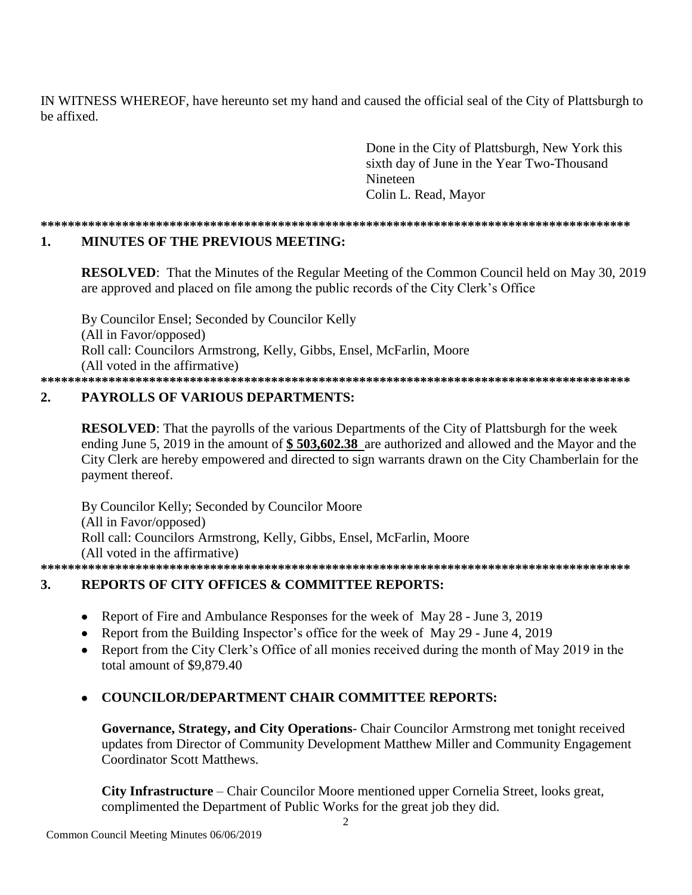IN WITNESS WHEREOF, have hereunto set my hand and caused the official seal of the City of Plattsburgh to be affixed.

Done in the City of Plattsburgh, New York this sixth day of June in the Year Two-Thousand Nineteen
Colin L. Read, Mayor

*****************************************************************************************

## 1. MINUTES OF THE PREVIOUS MEETING:

**RESOLVED**: That the Minutes of the Regular Meeting of the Common Council held on May 30, 2019 are approved and placed on file among the public records of the City Clerk's Office

By Councilor Ensel; Seconded by Councilor Kelly
(All in Favor/opposed)
Roll call: Councilors Armstrong, Kelly, Gibbs, Ensel, McFarlin, Moore
(All voted in the affirmative)

*****************************************************************************************

## 2. PAYROLLS OF VARIOUS DEPARTMENTS:

**RESOLVED**: That the payrolls of the various Departments of the City of Plattsburgh for the week ending June 5, 2019 in the amount of **$ 503,602.38** are authorized and allowed and the Mayor and the City Clerk are hereby empowered and directed to sign warrants drawn on the City Chamberlain for the payment thereof.

By Councilor Kelly; Seconded by Councilor Moore
(All in Favor/opposed)
Roll call: Councilors Armstrong, Kelly, Gibbs, Ensel, McFarlin, Moore
(All voted in the affirmative)

*****************************************************************************************

## 3. REPORTS OF CITY OFFICES & COMMITTEE REPORTS:

- Report of Fire and Ambulance Responses for the week of May 28 - June 3, 2019
- Report from the Building Inspector's office for the week of May 29 - June 4, 2019
- Report from the City Clerk's Office of all monies received during the month of May 2019 in the total amount of $9,879.40

- **COUNCILOR/DEPARTMENT CHAIR COMMITTEE REPORTS:**

**Governance, Strategy, and City Operations**- Chair Councilor Armstrong met tonight received updates from Director of Community Development Matthew Miller and Community Engagement Coordinator Scott Matthews.

**City Infrastructure** – Chair Councilor Moore mentioned upper Cornelia Street, looks great, complimented the Department of Public Works for the great job they did.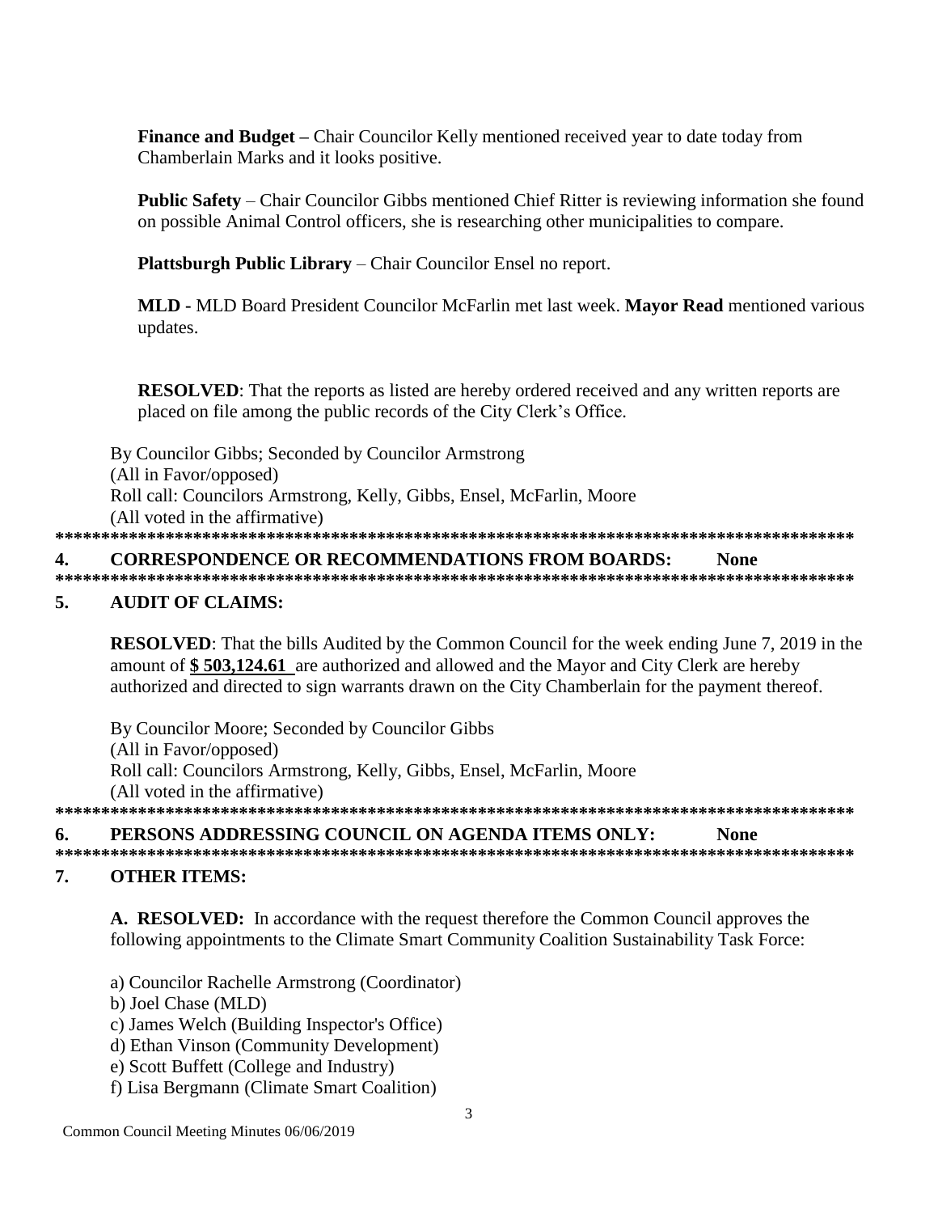**Finance and Budget –** Chair Councilor Kelly mentioned received year to date today from Chamberlain Marks and it looks positive.

**Public Safety** – Chair Councilor Gibbs mentioned Chief Ritter is reviewing information she found on possible Animal Control officers, she is researching other municipalities to compare.

**Plattsburgh Public Library** – Chair Councilor Ensel no report.

**MLD -** MLD Board President Councilor McFarlin met last week. **Mayor Read** mentioned various updates.

**RESOLVED**: That the reports as listed are hereby ordered received and any written reports are placed on file among the public records of the City Clerk's Office.

By Councilor Gibbs; Seconded by Councilor Armstrong
(All in Favor/opposed)
Roll call: Councilors Armstrong, Kelly, Gibbs, Ensel, McFarlin, Moore
(All voted in the affirmative)

*******************************************************************************************

## 4. CORRESPONDENCE OR RECOMMENDATIONS FROM BOARDS: None

*******************************************************************************************

## 5. AUDIT OF CLAIMS:

**RESOLVED**: That the bills Audited by the Common Council for the week ending June 7, 2019 in the amount of **$ 503,124.61** are authorized and allowed and the Mayor and City Clerk are hereby authorized and directed to sign warrants drawn on the City Chamberlain for the payment thereof.

By Councilor Moore; Seconded by Councilor Gibbs
(All in Favor/opposed)
Roll call: Councilors Armstrong, Kelly, Gibbs, Ensel, McFarlin, Moore
(All voted in the affirmative)

*******************************************************************************************

## 6. PERSONS ADDRESSING COUNCIL ON AGENDA ITEMS ONLY: None

*******************************************************************************************

## 7. OTHER ITEMS:

**A. RESOLVED:** In accordance with the request therefore the Common Council approves the following appointments to the Climate Smart Community Coalition Sustainability Task Force:

a) Councilor Rachelle Armstrong (Coordinator)
b) Joel Chase (MLD)
c) James Welch (Building Inspector's Office)
d) Ethan Vinson (Community Development)
e) Scott Buffett (College and Industry)
f) Lisa Bergmann (Climate Smart Coalition)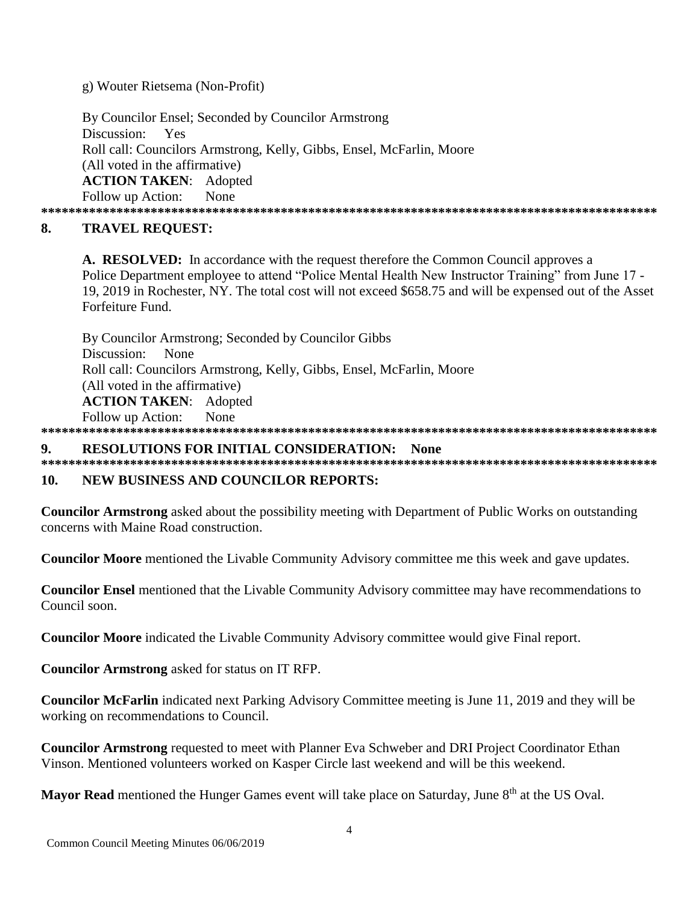g) Wouter Rietsema (Non-Profit)

By Councilor Ensel; Seconded by Councilor Armstrong
Discussion: Yes
Roll call: Councilors Armstrong, Kelly, Gibbs, Ensel, McFarlin, Moore
(All voted in the affirmative)
**ACTION TAKEN**: Adopted
Follow up Action: None

*******************************************************************************************

## 8. TRAVEL REQUEST:

**A. RESOLVED:** In accordance with the request therefore the Common Council approves a Police Department employee to attend "Police Mental Health New Instructor Training" from June 17 - 19, 2019 in Rochester, NY. The total cost will not exceed $658.75 and will be expensed out of the Asset Forfeiture Fund.

By Councilor Armstrong; Seconded by Councilor Gibbs
Discussion: None
Roll call: Councilors Armstrong, Kelly, Gibbs, Ensel, McFarlin, Moore
(All voted in the affirmative)
**ACTION TAKEN**: Adopted
Follow up Action: None

*******************************************************************************************

## 9. RESOLUTIONS FOR INITIAL CONSIDERATION: None

*******************************************************************************************

## 10. NEW BUSINESS AND COUNCILOR REPORTS:

**Councilor Armstrong** asked about the possibility meeting with Department of Public Works on outstanding concerns with Maine Road construction.

**Councilor Moore** mentioned the Livable Community Advisory committee me this week and gave updates.

**Councilor Ensel** mentioned that the Livable Community Advisory committee may have recommendations to Council soon.

**Councilor Moore** indicated the Livable Community Advisory committee would give Final report.

**Councilor Armstrong** asked for status on IT RFP.

**Councilor McFarlin** indicated next Parking Advisory Committee meeting is June 11, 2019 and they will be working on recommendations to Council.

**Councilor Armstrong** requested to meet with Planner Eva Schweber and DRI Project Coordinator Ethan Vinson. Mentioned volunteers worked on Kasper Circle last weekend and will be this weekend.

**Mayor Read** mentioned the Hunger Games event will take place on Saturday, June 8th at the US Oval.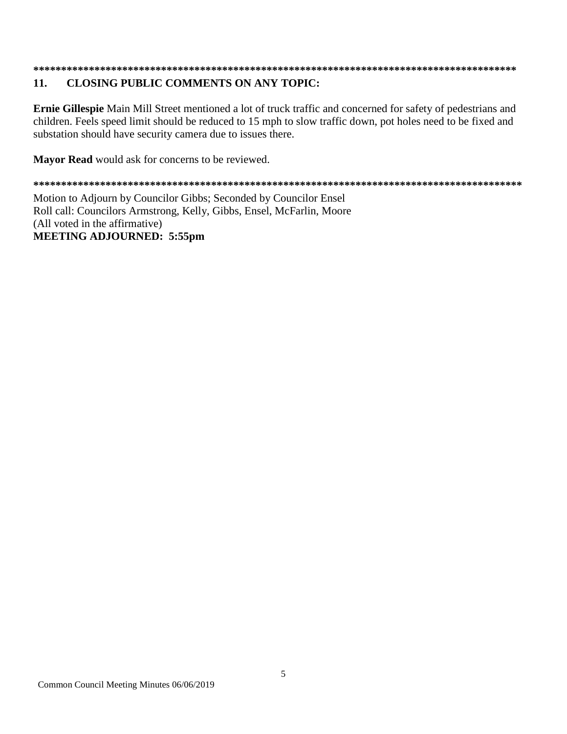*************************************************************************************

## 11. CLOSING PUBLIC COMMENTS ON ANY TOPIC:

**Ernie Gillespie** Main Mill Street mentioned a lot of truck traffic and concerned for safety of pedestrians and children. Feels speed limit should be reduced to 15 mph to slow traffic down, pot holes need to be fixed and substation should have security camera due to issues there.

**Mayor Read** would ask for concerns to be reviewed.

*************************************************************************************

Motion to Adjourn by Councilor Gibbs; Seconded by Councilor Ensel
Roll call: Councilors Armstrong, Kelly, Gibbs, Ensel, McFarlin, Moore
(All voted in the affirmative)
**MEETING ADJOURNED: 5:55pm**